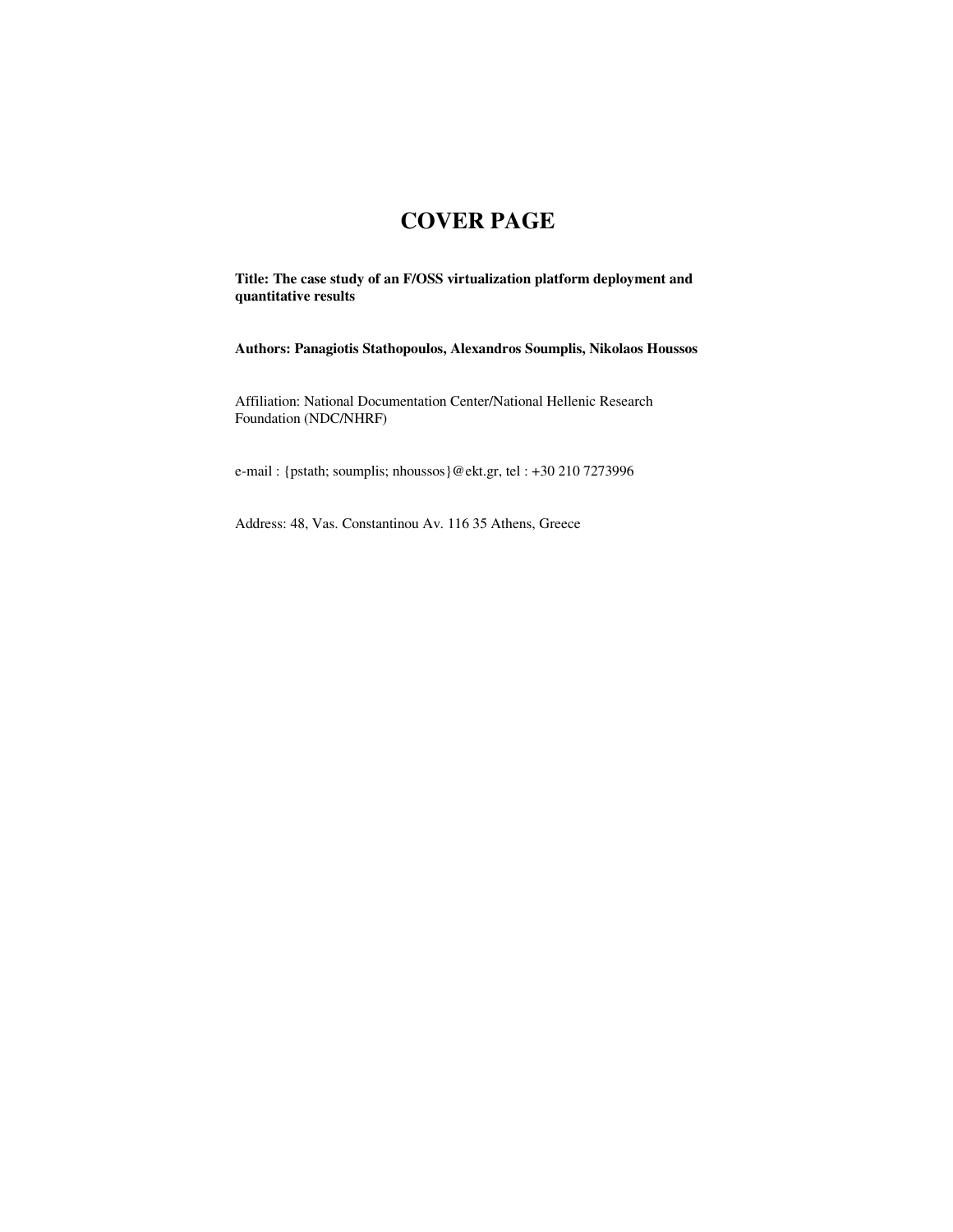# COVER PAGE

**Title: The case study of an F/OSS virtualization platform deployment and quantitative results**

**Authors: Panagiotis Stathopoulos, Alexandros Soumplis, Nikolaos Houssos**

Affiliation: National Documentation Center/National Hellenic Research Foundation (NDC/NHRF)

e-mail : {pstath; soumplis; nhoussos}@ekt.gr, tel : +30 210 7273996

Address: 48, Vas. Constantinou Av. 116 35 Athens, Greece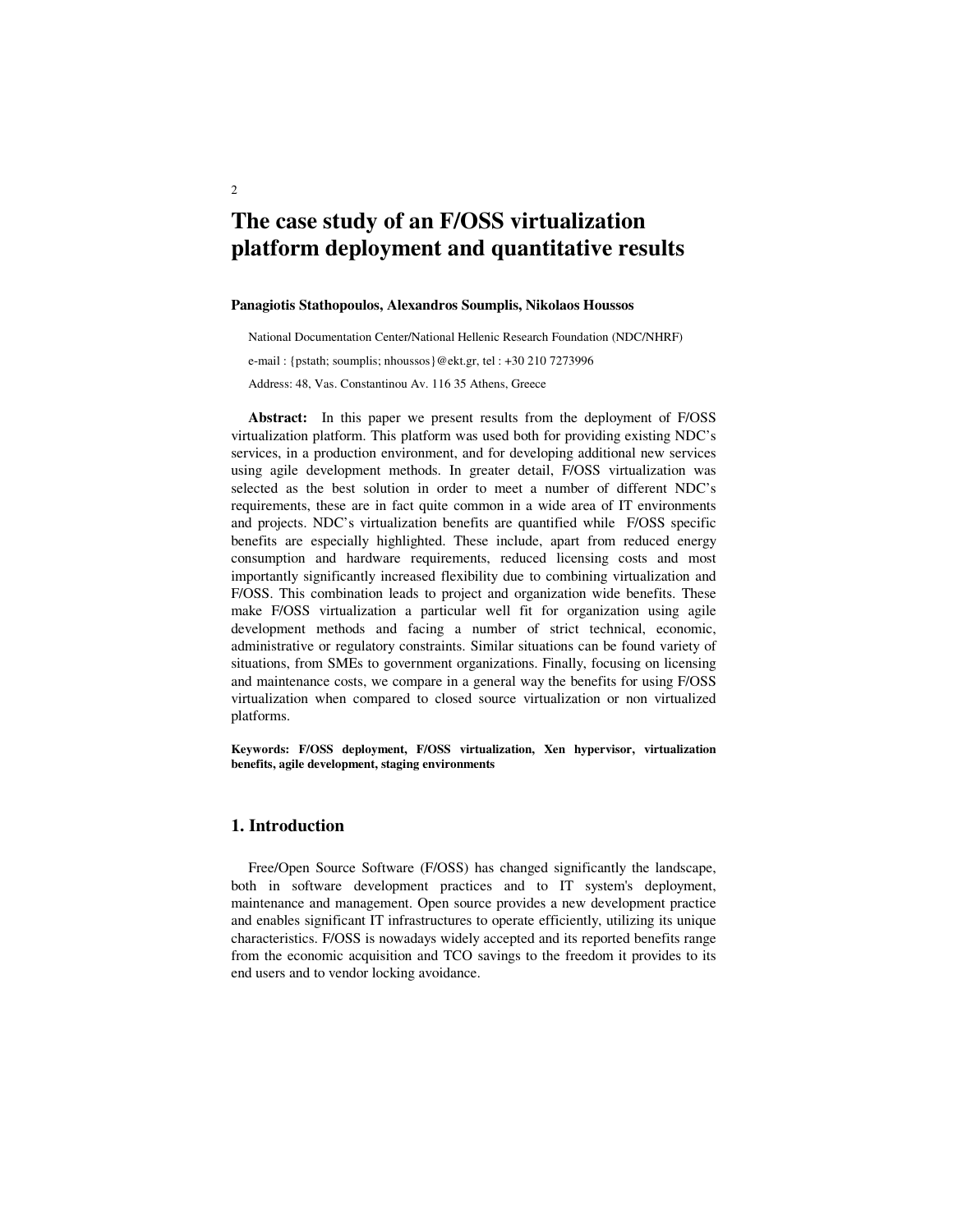# The case study of an F/OSS virtualization platform deployment and quantitative results

**Panagiotis Stathopoulos, Alexandros Soumplis, Nikolaos Houssos**

National Documentation Center/National Hellenic Research Foundation (NDC/NHRF)

e-mail : {pstath; soumplis; nhoussos}@ekt.gr, tel : +30 210 7273996

Address: 48, Vas. Constantinou Av. 116 35 Athens, Greece

**Abstract:** In this paper we present results from the deployment of F/OSS virtualization platform. This platform was used both for providing existing NDC's services, in a production environment, and for developing additional new services using agile development methods. In greater detail, F/OSS virtualization was selected as the best solution in order to meet a number of different NDC's requirements, these are in fact quite common in a wide area of IT environments and projects. NDC's virtualization benefits are quantified while F/OSS specific benefits are especially highlighted. These include, apart from reduced energy consumption and hardware requirements, reduced licensing costs and most importantly significantly increased flexibility due to combining virtualization and F/OSS. This combination leads to project and organization wide benefits. These make F/OSS virtualization a particular well fit for organization using agile development methods and facing a number of strict technical, economic, administrative or regulatory constraints. Similar situations can be found variety of situations, from SMEs to government organizations. Finally, focusing on licensing and maintenance costs, we compare in a general way the benefits for using F/OSS virtualization when compared to closed source virtualization or non virtualized platforms.

**Keywords: F/OSS deployment, F/OSS virtualization, Xen hypervisor, virtualization benefits, agile development, staging environments**

## 1. Introduction

Free/Open Source Software (F/OSS) has changed significantly the landscape, both in software development practices and to IT system's deployment, maintenance and management. Open source provides a new development practice and enables significant IT infrastructures to operate efficiently, utilizing its unique characteristics. F/OSS is nowadays widely accepted and its reported benefits range from the economic acquisition and TCO savings to the freedom it provides to its end users and to vendor locking avoidance.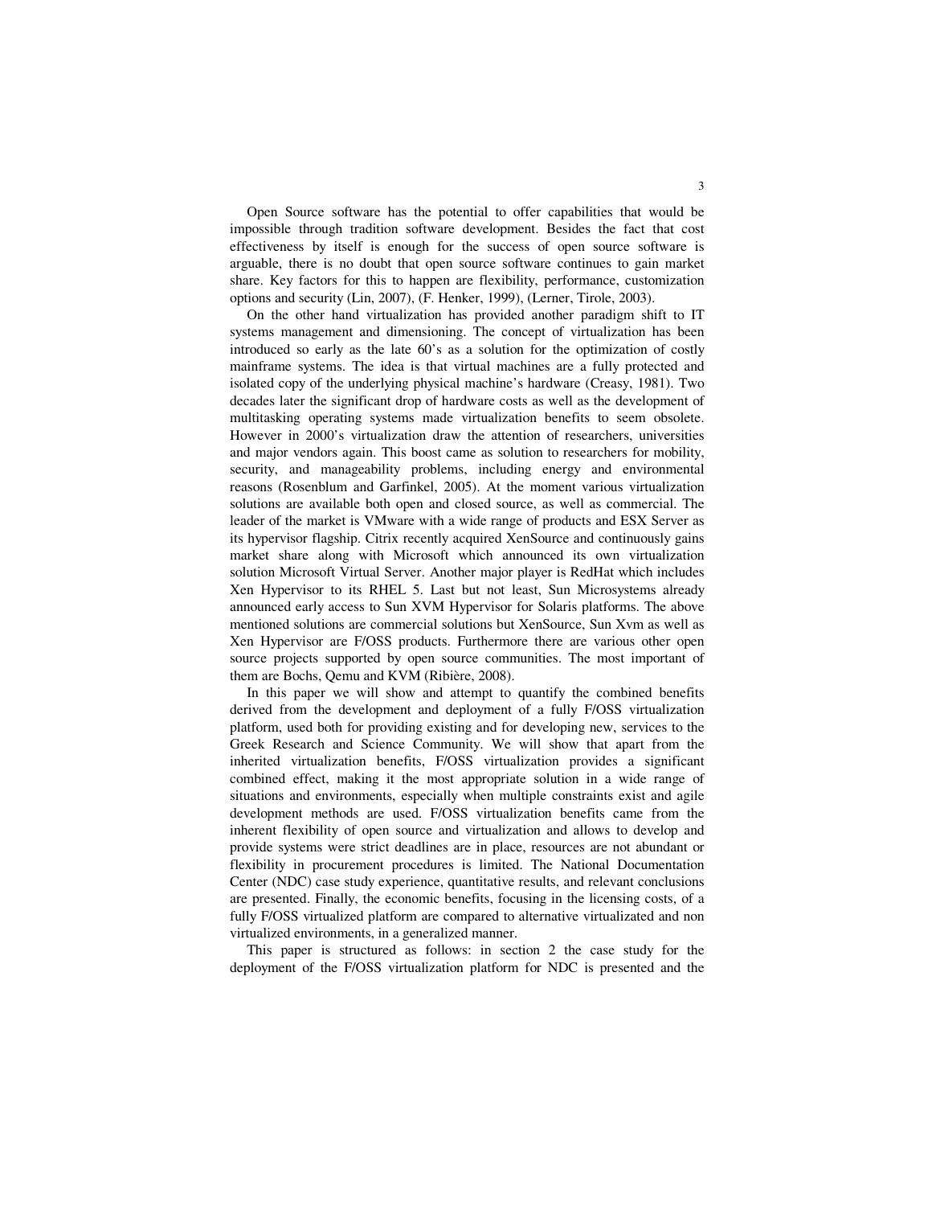Open Source software has the potential to offer capabilities that would be impossible through tradition software development. Besides the fact that cost effectiveness by itself is enough for the success of open source software is arguable, there is no doubt that open source software continues to gain market share. Key factors for this to happen are flexibility, performance, customization options and security (Lin, 2007), (F. Henker, 1999), (Lerner, Tirole, 2003).

On the other hand virtualization has provided another paradigm shift to IT systems management and dimensioning. The concept of virtualization has been introduced so early as the late 60's as a solution for the optimization of costly mainframe systems. The idea is that virtual machines are a fully protected and isolated copy of the underlying physical machine's hardware (Creasy, 1981). Two decades later the significant drop of hardware costs as well as the development of multitasking operating systems made virtualization benefits to seem obsolete. However in 2000's virtualization draw the attention of researchers, universities and major vendors again. This boost came as solution to researchers for mobility, security, and manageability problems, including energy and environmental reasons (Rosenblum and Garfinkel, 2005). At the moment various virtualization solutions are available both open and closed source, as well as commercial. The leader of the market is VMware with a wide range of products and ESX Server as its hypervisor flagship. Citrix recently acquired XenSource and continuously gains market share along with Microsoft which announced its own virtualization solution Microsoft Virtual Server. Another major player is RedHat which includes Xen Hypervisor to its RHEL 5. Last but not least, Sun Microsystems already announced early access to Sun XVM Hypervisor for Solaris platforms. The above mentioned solutions are commercial solutions but XenSource, Sun Xvm as well as Xen Hypervisor are F/OSS products. Furthermore there are various other open source projects supported by open source communities. The most important of them are Bochs, Qemu and KVM (Ribière, 2008).

In this paper we will show and attempt to quantify the combined benefits derived from the development and deployment of a fully F/OSS virtualization platform, used both for providing existing and for developing new, services to the Greek Research and Science Community. We will show that apart from the inherited virtualization benefits, F/OSS virtualization provides a significant combined effect, making it the most appropriate solution in a wide range of situations and environments, especially when multiple constraints exist and agile development methods are used. F/OSS virtualization benefits came from the inherent flexibility of open source and virtualization and allows to develop and provide systems were strict deadlines are in place, resources are not abundant or flexibility in procurement procedures is limited. The National Documentation Center (NDC) case study experience, quantitative results, and relevant conclusions are presented. Finally, the economic benefits, focusing in the licensing costs, of a fully F/OSS virtualized platform are compared to alternative virtualizated and non virtualized environments, in a generalized manner.

This paper is structured as follows: in section 2 the case study for the deployment of the F/OSS virtualization platform for NDC is presented and the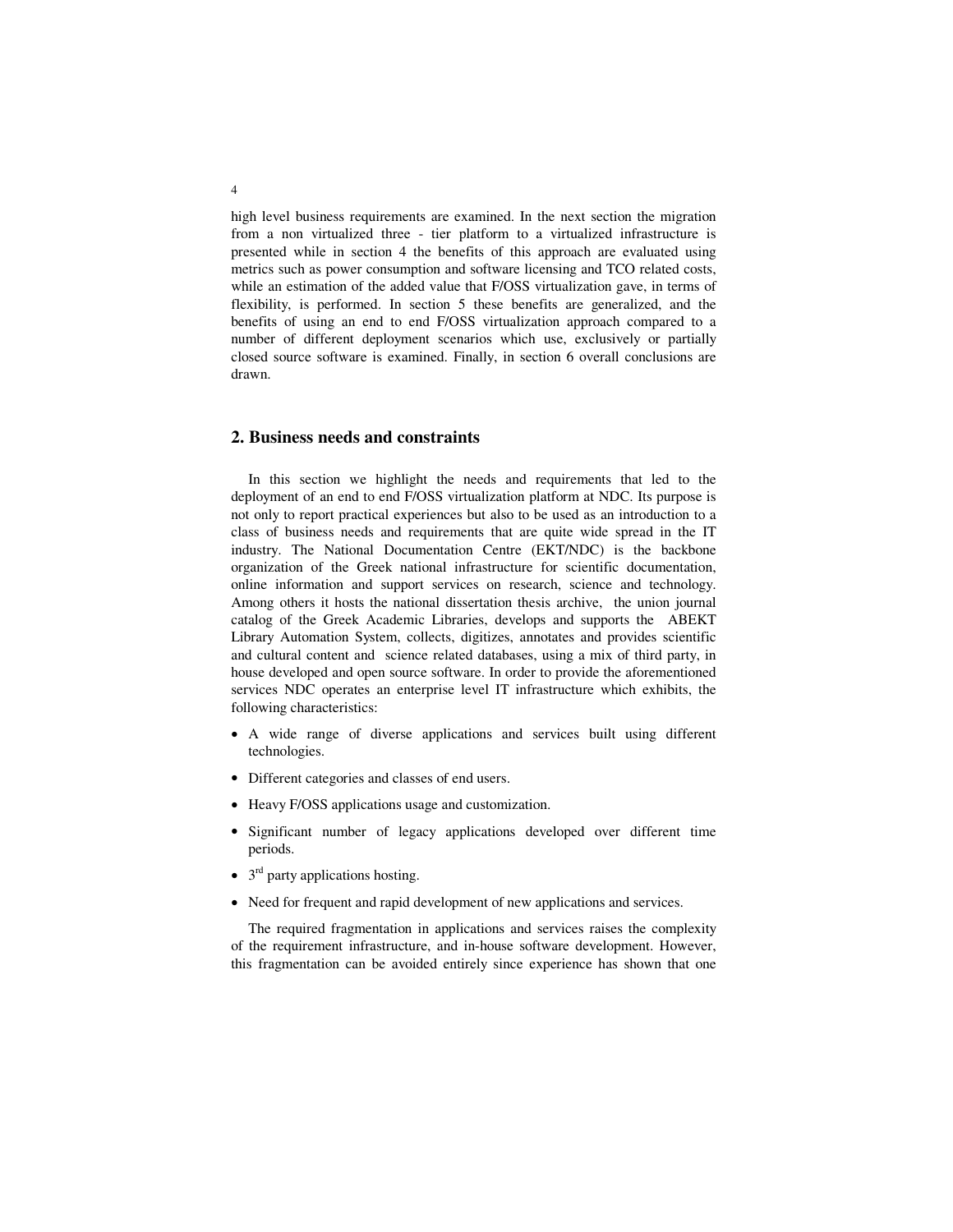high level business requirements are examined. In the next section the migration from a non virtualized three - tier platform to a virtualized infrastructure is presented while in section 4 the benefits of this approach are evaluated using metrics such as power consumption and software licensing and TCO related costs, while an estimation of the added value that F/OSS virtualization gave, in terms of flexibility, is performed. In section 5 these benefits are generalized, and the benefits of using an end to end F/OSS virtualization approach compared to a number of different deployment scenarios which use, exclusively or partially closed source software is examined. Finally, in section 6 overall conclusions are drawn.

## 2. Business needs and constraints

In this section we highlight the needs and requirements that led to the deployment of an end to end F/OSS virtualization platform at NDC. Its purpose is not only to report practical experiences but also to be used as an introduction to a class of business needs and requirements that are quite wide spread in the IT industry. The National Documentation Centre (EKT/NDC) is the backbone organization of the Greek national infrastructure for scientific documentation, online information and support services on research, science and technology. Among others it hosts the national dissertation thesis archive, the union journal catalog of the Greek Academic Libraries, develops and supports the ABEKT Library Automation System, collects, digitizes, annotates and provides scientific and cultural content and science related databases, using a mix of third party, in house developed and open source software. In order to provide the aforementioned services NDC operates an enterprise level IT infrastructure which exhibits, the following characteristics:

- A wide range of diverse applications and services built using different technologies.
- Different categories and classes of end users.
- Heavy F/OSS applications usage and customization.
- Significant number of legacy applications developed over different time periods.
- 3rd party applications hosting.
- Need for frequent and rapid development of new applications and services.

The required fragmentation in applications and services raises the complexity of the requirement infrastructure, and in-house software development. However, this fragmentation can be avoided entirely since experience has shown that one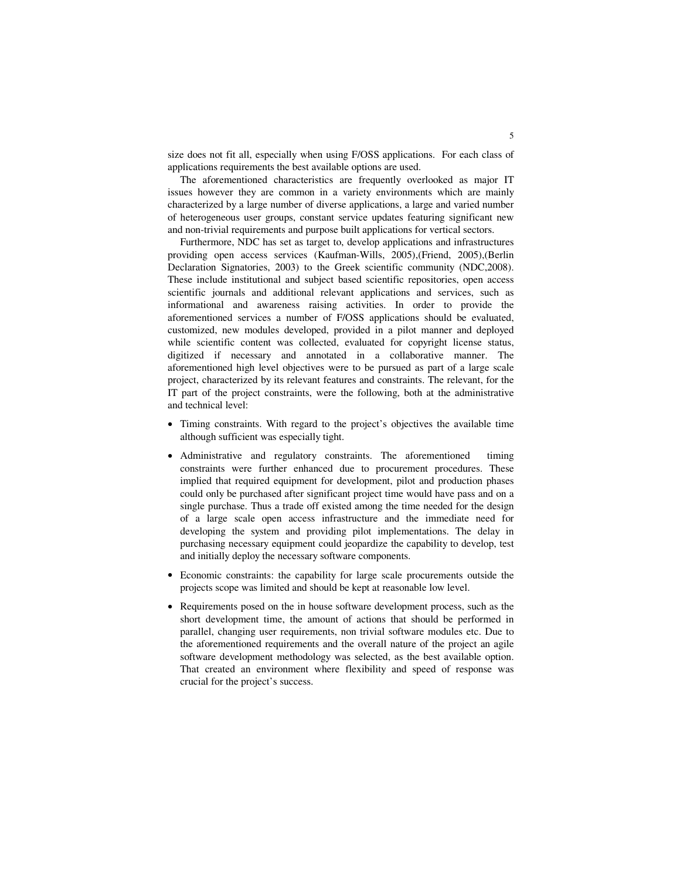size does not fit all, especially when using F/OSS applications. For each class of applications requirements the best available options are used.

The aforementioned characteristics are frequently overlooked as major IT issues however they are common in a variety environments which are mainly characterized by a large number of diverse applications, a large and varied number of heterogeneous user groups, constant service updates featuring significant new and non-trivial requirements and purpose built applications for vertical sectors.

Furthermore, NDC has set as target to, develop applications and infrastructures providing open access services (Kaufman-Wills, 2005),(Friend, 2005),(Berlin Declaration Signatories, 2003) to the Greek scientific community (NDC,2008). These include institutional and subject based scientific repositories, open access scientific journals and additional relevant applications and services, such as informational and awareness raising activities. In order to provide the aforementioned services a number of F/OSS applications should be evaluated, customized, new modules developed, provided in a pilot manner and deployed while scientific content was collected, evaluated for copyright license status, digitized if necessary and annotated in a collaborative manner. The aforementioned high level objectives were to be pursued as part of a large scale project, characterized by its relevant features and constraints. The relevant, for the IT part of the project constraints, were the following, both at the administrative and technical level:

- Timing constraints. With regard to the project's objectives the available time although sufficient was especially tight.
- Administrative and regulatory constraints. The aforementioned timing constraints were further enhanced due to procurement procedures. These implied that required equipment for development, pilot and production phases could only be purchased after significant project time would have pass and on a single purchase. Thus a trade off existed among the time needed for the design of a large scale open access infrastructure and the immediate need for developing the system and providing pilot implementations. The delay in purchasing necessary equipment could jeopardize the capability to develop, test and initially deploy the necessary software components.
- Economic constraints: the capability for large scale procurements outside the projects scope was limited and should be kept at reasonable low level.
- Requirements posed on the in house software development process, such as the short development time, the amount of actions that should be performed in parallel, changing user requirements, non trivial software modules etc. Due to the aforementioned requirements and the overall nature of the project an agile software development methodology was selected, as the best available option. That created an environment where flexibility and speed of response was crucial for the project's success.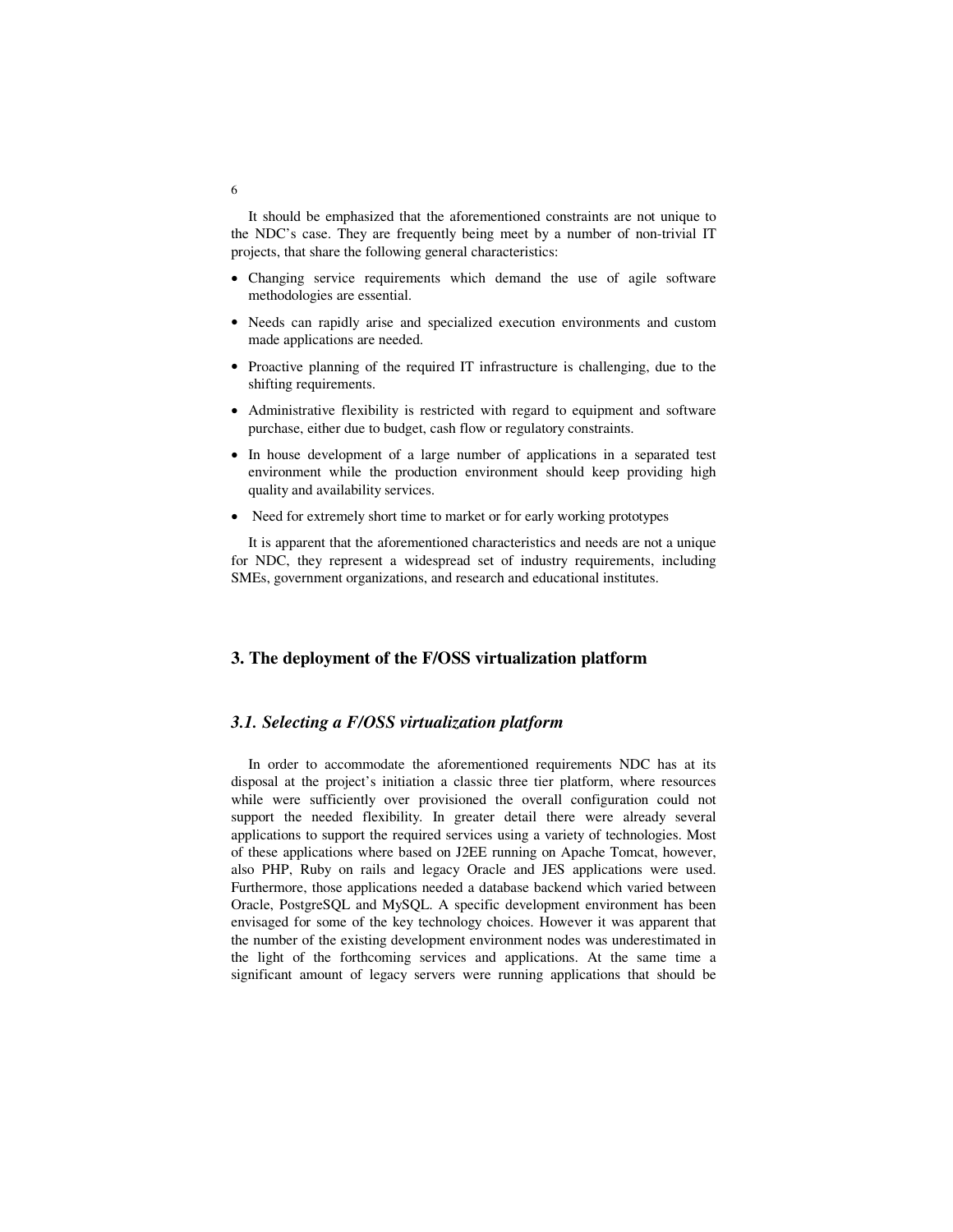It should be emphasized that the aforementioned constraints are not unique to the NDC's case. They are frequently being meet by a number of non-trivial IT projects, that share the following general characteristics:

- Changing service requirements which demand the use of agile software methodologies are essential.
- Needs can rapidly arise and specialized execution environments and custom made applications are needed.
- Proactive planning of the required IT infrastructure is challenging, due to the shifting requirements.
- Administrative flexibility is restricted with regard to equipment and software purchase, either due to budget, cash flow or regulatory constraints.
- In house development of a large number of applications in a separated test environment while the production environment should keep providing high quality and availability services.
- Need for extremely short time to market or for early working prototypes

It is apparent that the aforementioned characteristics and needs are not a unique for NDC, they represent a widespread set of industry requirements, including SMEs, government organizations, and research and educational institutes.

## 3. The deployment of the F/OSS virtualization platform

### *3.1. Selecting a F/OSS virtualization platform*

In order to accommodate the aforementioned requirements NDC has at its disposal at the project's initiation a classic three tier platform, where resources while were sufficiently over provisioned the overall configuration could not support the needed flexibility. In greater detail there were already several applications to support the required services using a variety of technologies. Most of these applications where based on J2EE running on Apache Tomcat, however, also PHP, Ruby on rails and legacy Oracle and JES applications were used. Furthermore, those applications needed a database backend which varied between Oracle, PostgreSQL and MySQL. A specific development environment has been envisaged for some of the key technology choices. However it was apparent that the number of the existing development environment nodes was underestimated in the light of the forthcoming services and applications. At the same time a significant amount of legacy servers were running applications that should be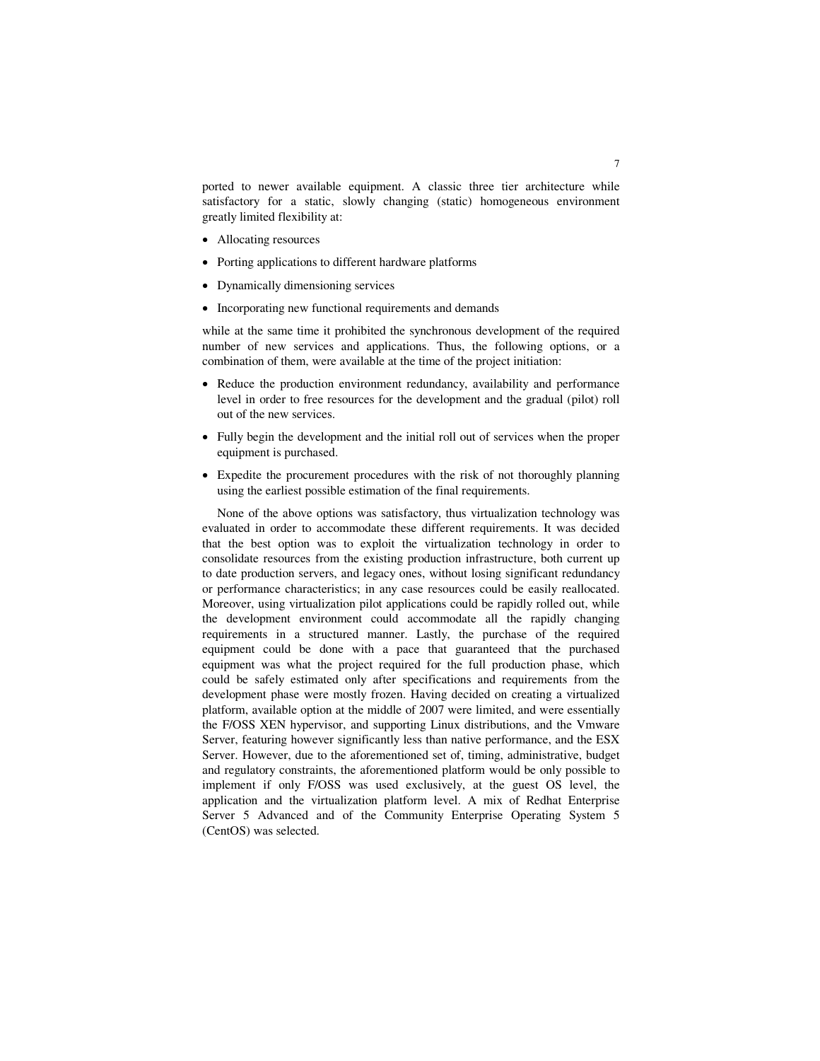ported to newer available equipment. A classic three tier architecture while satisfactory for a static, slowly changing (static) homogeneous environment greatly limited flexibility at:

- Allocating resources
- Porting applications to different hardware platforms
- Dynamically dimensioning services
- Incorporating new functional requirements and demands

while at the same time it prohibited the synchronous development of the required number of new services and applications. Thus, the following options, or a combination of them, were available at the time of the project initiation:

- Reduce the production environment redundancy, availability and performance level in order to free resources for the development and the gradual (pilot) roll out of the new services.
- Fully begin the development and the initial roll out of services when the proper equipment is purchased.
- Expedite the procurement procedures with the risk of not thoroughly planning using the earliest possible estimation of the final requirements.

None of the above options was satisfactory, thus virtualization technology was evaluated in order to accommodate these different requirements. It was decided that the best option was to exploit the virtualization technology in order to consolidate resources from the existing production infrastructure, both current up to date production servers, and legacy ones, without losing significant redundancy or performance characteristics; in any case resources could be easily reallocated. Moreover, using virtualization pilot applications could be rapidly rolled out, while the development environment could accommodate all the rapidly changing requirements in a structured manner. Lastly, the purchase of the required equipment could be done with a pace that guaranteed that the purchased equipment was what the project required for the full production phase, which could be safely estimated only after specifications and requirements from the development phase were mostly frozen. Having decided on creating a virtualized platform, available option at the middle of 2007 were limited, and were essentially the F/OSS XEN hypervisor, and supporting Linux distributions, and the Vmware Server, featuring however significantly less than native performance, and the ESX Server. However, due to the aforementioned set of, timing, administrative, budget and regulatory constraints, the aforementioned platform would be only possible to implement if only F/OSS was used exclusively, at the guest OS level, the application and the virtualization platform level. A mix of Redhat Enterprise Server 5 Advanced and of the Community Enterprise Operating System 5 (CentOS) was selected.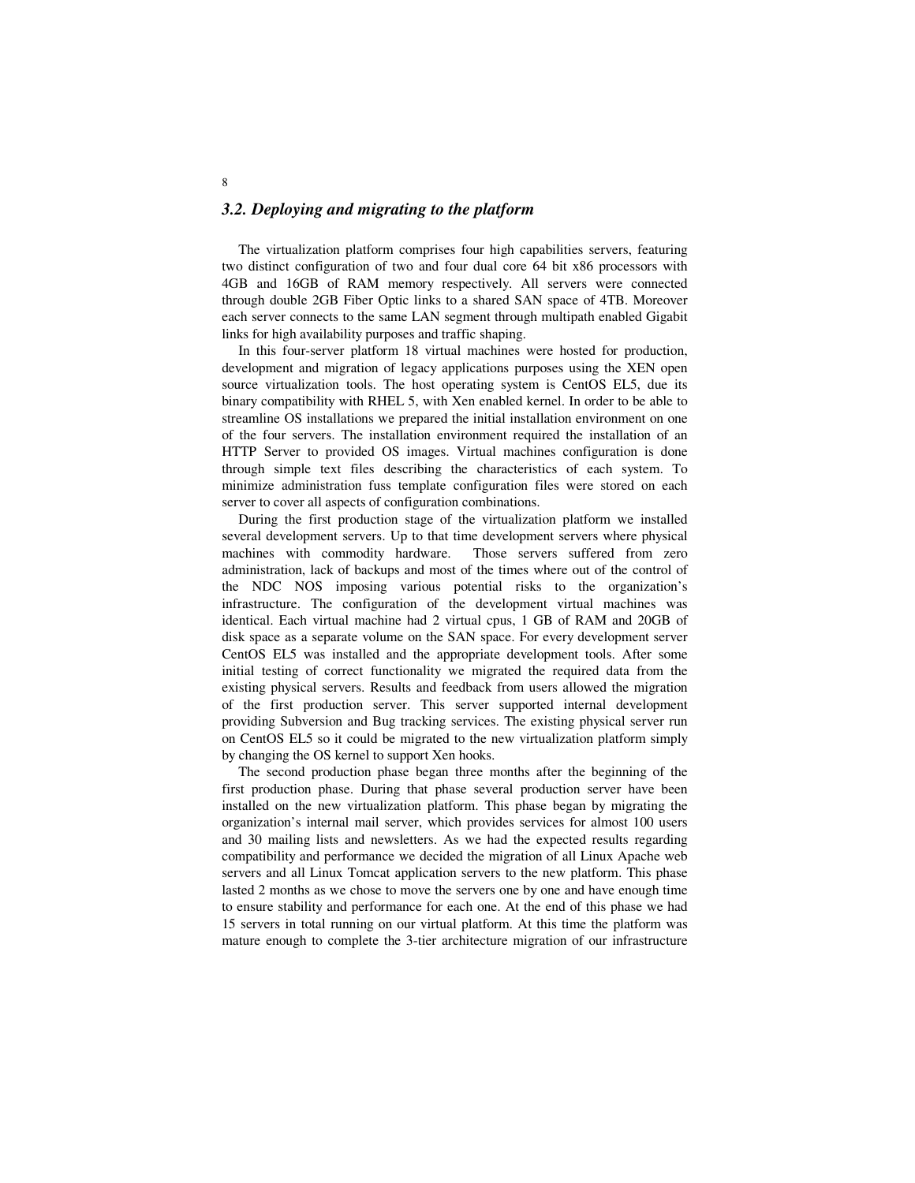### *3.2. Deploying and migrating to the platform*

The virtualization platform comprises four high capabilities servers, featuring two distinct configuration of two and four dual core 64 bit x86 processors with 4GB and 16GB of RAM memory respectively. All servers were connected through double 2GB Fiber Optic links to a shared SAN space of 4TB. Moreover each server connects to the same LAN segment through multipath enabled Gigabit links for high availability purposes and traffic shaping.

In this four-server platform 18 virtual machines were hosted for production, development and migration of legacy applications purposes using the XEN open source virtualization tools. The host operating system is CentOS EL5, due its binary compatibility with RHEL 5, with Xen enabled kernel. In order to be able to streamline OS installations we prepared the initial installation environment on one of the four servers. The installation environment required the installation of an HTTP Server to provided OS images. Virtual machines configuration is done through simple text files describing the characteristics of each system. To minimize administration fuss template configuration files were stored on each server to cover all aspects of configuration combinations.

During the first production stage of the virtualization platform we installed several development servers. Up to that time development servers where physical machines with commodity hardware. Those servers suffered from zero administration, lack of backups and most of the times where out of the control of the NDC NOS imposing various potential risks to the organization's infrastructure. The configuration of the development virtual machines was identical. Each virtual machine had 2 virtual cpus, 1 GB of RAM and 20GB of disk space as a separate volume on the SAN space. For every development server CentOS EL5 was installed and the appropriate development tools. After some initial testing of correct functionality we migrated the required data from the existing physical servers. Results and feedback from users allowed the migration of the first production server. This server supported internal development providing Subversion and Bug tracking services. The existing physical server run on CentOS EL5 so it could be migrated to the new virtualization platform simply by changing the OS kernel to support Xen hooks.

The second production phase began three months after the beginning of the first production phase. During that phase several production server have been installed on the new virtualization platform. This phase began by migrating the organization's internal mail server, which provides services for almost 100 users and 30 mailing lists and newsletters. As we had the expected results regarding compatibility and performance we decided the migration of all Linux Apache web servers and all Linux Tomcat application servers to the new platform. This phase lasted 2 months as we chose to move the servers one by one and have enough time to ensure stability and performance for each one. At the end of this phase we had 15 servers in total running on our virtual platform. At this time the platform was mature enough to complete the 3-tier architecture migration of our infrastructure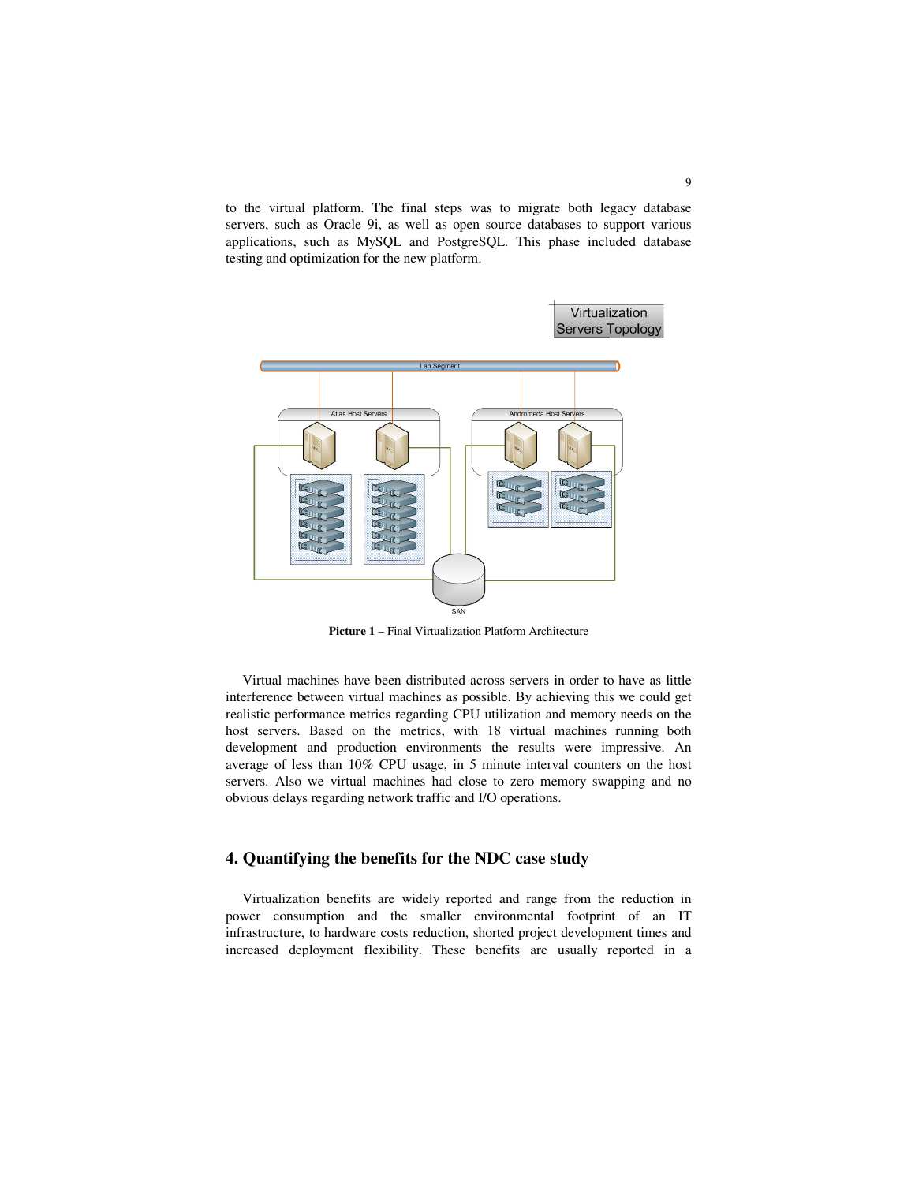to the virtual platform. The final steps was to migrate both legacy database servers, such as Oracle 9i, as well as open source databases to support various applications, such as MySQL and PostgreSQL. This phase included database testing and optimization for the new platform.

**Picture 1** – Final Virtualization Platform Architecture

Virtual machines have been distributed across servers in order to have as little interference between virtual machines as possible. By achieving this we could get realistic performance metrics regarding CPU utilization and memory needs on the host servers. Based on the metrics, with 18 virtual machines running both development and production environments the results were impressive. An average of less than 10% CPU usage, in 5 minute interval counters on the host servers. Also we virtual machines had close to zero memory swapping and no obvious delays regarding network traffic and I/O operations.

## 4. Quantifying the benefits for the NDC case study

Virtualization benefits are widely reported and range from the reduction in power consumption and the smaller environmental footprint of an IT infrastructure, to hardware costs reduction, shorted project development times and increased deployment flexibility. These benefits are usually reported in a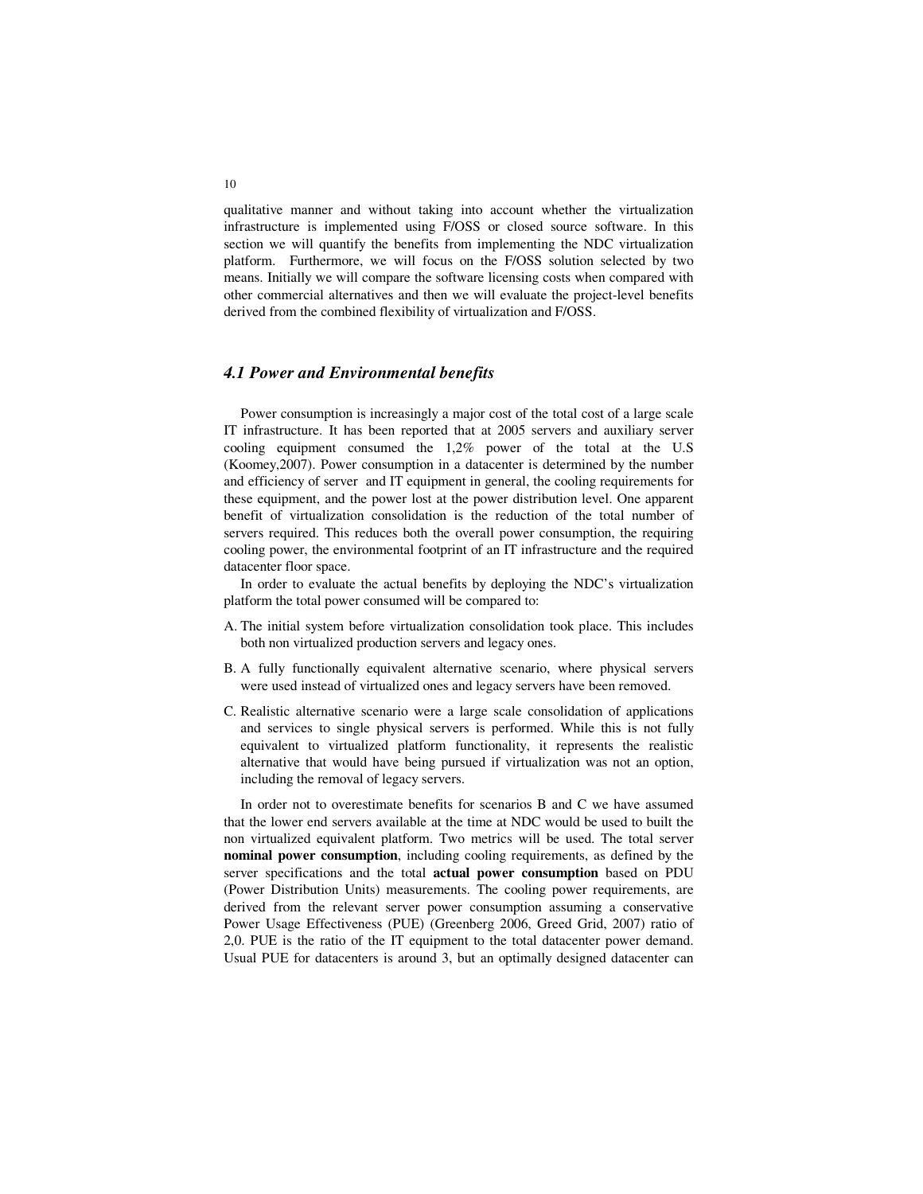qualitative manner and without taking into account whether the virtualization infrastructure is implemented using F/OSS or closed source software. In this section we will quantify the benefits from implementing the NDC virtualization platform. Furthermore, we will focus on the F/OSS solution selected by two means. Initially we will compare the software licensing costs when compared with other commercial alternatives and then we will evaluate the project-level benefits derived from the combined flexibility of virtualization and F/OSS.

### *4.1 Power and Environmental benefits*

Power consumption is increasingly a major cost of the total cost of a large scale IT infrastructure. It has been reported that at 2005 servers and auxiliary server cooling equipment consumed the 1,2% power of the total at the U.S (Koomey,2007). Power consumption in a datacenter is determined by the number and efficiency of server and IT equipment in general, the cooling requirements for these equipment, and the power lost at the power distribution level. One apparent benefit of virtualization consolidation is the reduction of the total number of servers required. This reduces both the overall power consumption, the requiring cooling power, the environmental footprint of an IT infrastructure and the required datacenter floor space.

In order to evaluate the actual benefits by deploying the NDC's virtualization platform the total power consumed will be compared to:

A. The initial system before virtualization consolidation took place. This includes both non virtualized production servers and legacy ones.

B. A fully functionally equivalent alternative scenario, where physical servers were used instead of virtualized ones and legacy servers have been removed.

C. Realistic alternative scenario were a large scale consolidation of applications and services to single physical servers is performed. While this is not fully equivalent to virtualized platform functionality, it represents the realistic alternative that would have being pursued if virtualization was not an option, including the removal of legacy servers.

In order not to overestimate benefits for scenarios B and C we have assumed that the lower end servers available at the time at NDC would be used to built the non virtualized equivalent platform. Two metrics will be used. The total server **nominal power consumption**, including cooling requirements, as defined by the server specifications and the total **actual power consumption** based on PDU (Power Distribution Units) measurements. The cooling power requirements, are derived from the relevant server power consumption assuming a conservative Power Usage Effectiveness (PUE) (Greenberg 2006, Greed Grid, 2007) ratio of 2,0. PUE is the ratio of the IT equipment to the total datacenter power demand. Usual PUE for datacenters is around 3, but an optimally designed datacenter can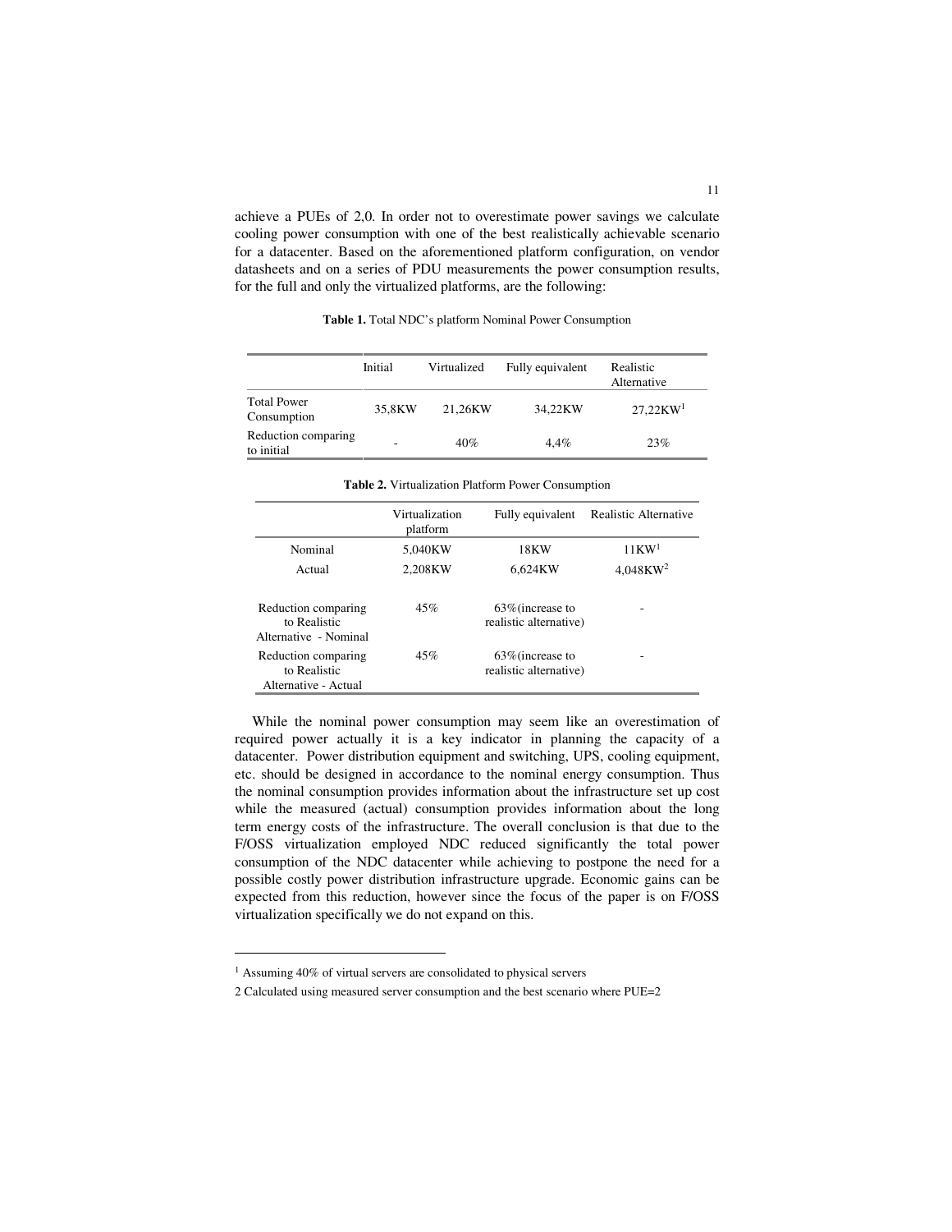achieve a PUEs of 2,0. In order not to overestimate power savings we calculate cooling power consumption with one of the best realistically achievable scenario for a datacenter. Based on the aforementioned platform configuration, on vendor datasheets and on a series of PDU measurements the power consumption results, for the full and only the virtualized platforms, are the following:

**Table 1.** Total NDC's platform Nominal Power Consumption

| | Initial | Virtualized | Fully equivalent | Realistic Alternative |
|---|---|---|---|---|
| Total Power Consumption | 35,8KW | 21,26KW | 34,22KW | 27,22KW[1] |
| Reduction comparing to initial | - | 40% | 4,4% | 23% |

**Table 2.** Virtualization Platform Power Consumption

| | Virtualization platform | Fully equivalent | Realistic Alternative |
|---|---|---|---|
| Nominal | 5,040KW | 18KW | 11KW[1] |
| Actual | 2,208KW | 6,624KW | 4,048KW[2] |
| Reduction comparing to Realistic Alternative - Nominal | 45% | 63%(increase to realistic alternative) | - |
| Reduction comparing to Realistic Alternative - Actual | 45% | 63%(increase to realistic alternative) | - |

While the nominal power consumption may seem like an overestimation of required power actually it is a key indicator in planning the capacity of a datacenter. Power distribution equipment and switching, UPS, cooling equipment, etc. should be designed in accordance to the nominal energy consumption. Thus the nominal consumption provides information about the infrastructure set up cost while the measured (actual) consumption provides information about the long term energy costs of the infrastructure. The overall conclusion is that due to the F/OSS virtualization employed NDC reduced significantly the total power consumption of the NDC datacenter while achieving to postpone the need for a possible costly power distribution infrastructure upgrade. Economic gains can be expected from this reduction, however since the focus of the paper is on F/OSS virtualization specifically we do not expand on this.

---

[1] Assuming 40% of virtual servers are consolidated to physical servers

2 Calculated using measured server consumption and the best scenario where PUE=2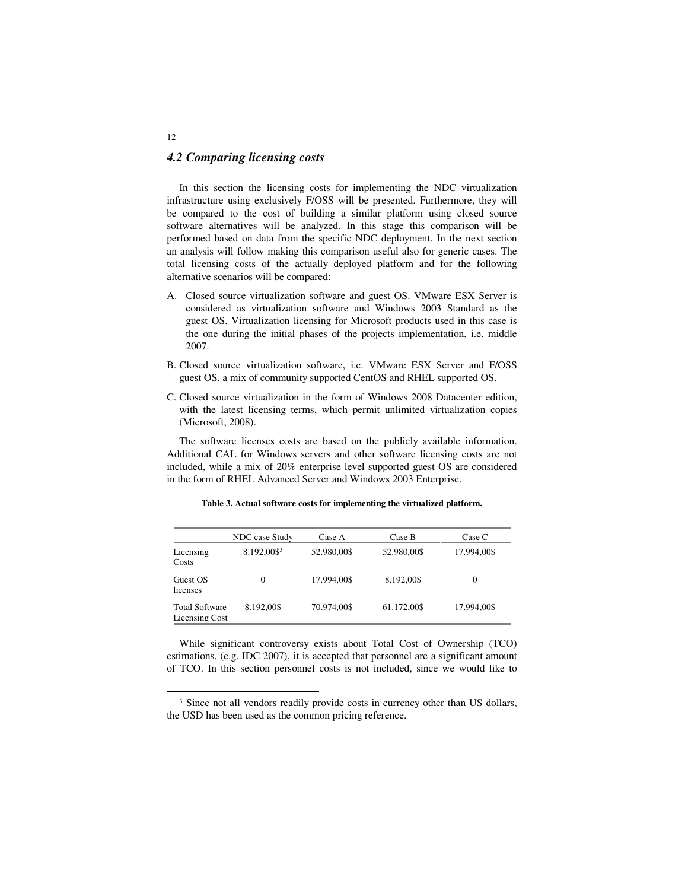## *4.2 Comparing licensing costs*

In this section the licensing costs for implementing the NDC virtualization infrastructure using exclusively F/OSS will be presented. Furthermore, they will be compared to the cost of building a similar platform using closed source software alternatives will be analyzed. In this stage this comparison will be performed based on data from the specific NDC deployment. In the next section an analysis will follow making this comparison useful also for generic cases. The total licensing costs of the actually deployed platform and for the following alternative scenarios will be compared:

A. Closed source virtualization software and guest OS. VMware ESX Server is considered as virtualization software and Windows 2003 Standard as the guest OS. Virtualization licensing for Microsoft products used in this case is the one during the initial phases of the projects implementation, i.e. middle 2007.

B. Closed source virtualization software, i.e. VMware ESX Server and F/OSS guest OS, a mix of community supported CentOS and RHEL supported OS.

C. Closed source virtualization in the form of Windows 2008 Datacenter edition, with the latest licensing terms, which permit unlimited virtualization copies (Microsoft, 2008).

The software licenses costs are based on the publicly available information. Additional CAL for Windows servers and other software licensing costs are not included, while a mix of 20% enterprise level supported guest OS are considered in the form of RHEL Advanced Server and Windows 2003 Enterprise.

**Table 3. Actual software costs for implementing the virtualized platform.**

| | NDC case Study | Case A | Case B | Case C |
|---|---|---|---|---|
| Licensing Costs | 8.192,00$[3] | 52.980,00$ | 52.980,00$ | 17.994,00$ |
| Guest OS licenses | 0 | 17.994,00$ | 8.192,00$ | 0 |
| Total Software Licensing Cost | 8.192,00$ | 70.974,00$ | 61.172,00$ | 17.994,00$ |

While significant controversy exists about Total Cost of Ownership (TCO) estimations, (e.g. IDC 2007), it is accepted that personnel are a significant amount of TCO. In this section personnel costs is not included, since we would like to

[3] Since not all vendors readily provide costs in currency other than US dollars, the USD has been used as the common pricing reference.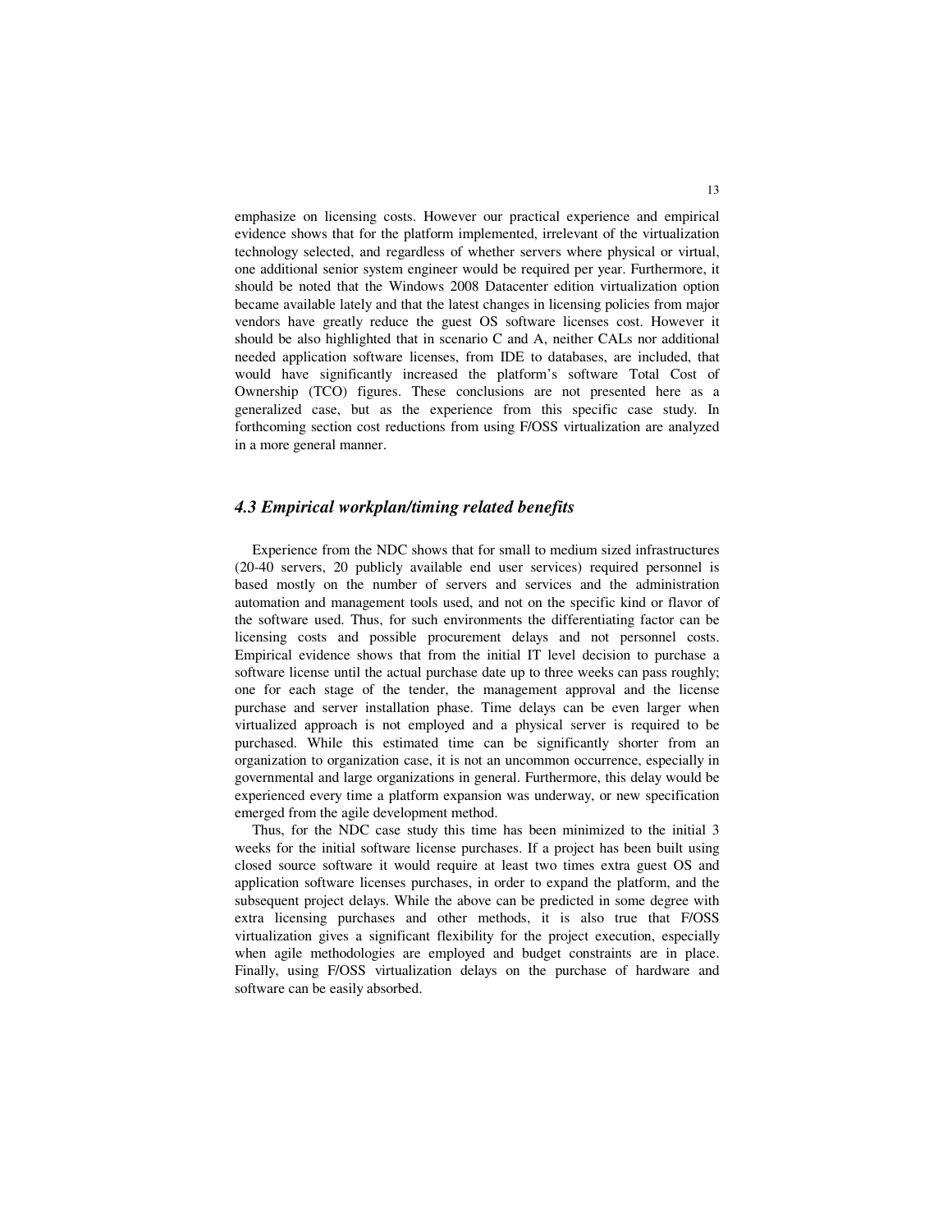emphasize on licensing costs. However our practical experience and empirical evidence shows that for the platform implemented, irrelevant of the virtualization technology selected, and regardless of whether servers where physical or virtual, one additional senior system engineer would be required per year. Furthermore, it should be noted that the Windows 2008 Datacenter edition virtualization option became available lately and that the latest changes in licensing policies from major vendors have greatly reduce the guest OS software licenses cost. However it should be also highlighted that in scenario C and A, neither CALs nor additional needed application software licenses, from IDE to databases, are included, that would have significantly increased the platform's software Total Cost of Ownership (TCO) figures. These conclusions are not presented here as a generalized case, but as the experience from this specific case study. In forthcoming section cost reductions from using F/OSS virtualization are analyzed in a more general manner.

### *4.3 Empirical workplan/timing related benefits*

Experience from the NDC shows that for small to medium sized infrastructures (20-40 servers, 20 publicly available end user services) required personnel is based mostly on the number of servers and services and the administration automation and management tools used, and not on the specific kind or flavor of the software used. Thus, for such environments the differentiating factor can be licensing costs and possible procurement delays and not personnel costs. Empirical evidence shows that from the initial IT level decision to purchase a software license until the actual purchase date up to three weeks can pass roughly; one for each stage of the tender, the management approval and the license purchase and server installation phase. Time delays can be even larger when virtualized approach is not employed and a physical server is required to be purchased. While this estimated time can be significantly shorter from an organization to organization case, it is not an uncommon occurrence, especially in governmental and large organizations in general. Furthermore, this delay would be experienced every time a platform expansion was underway, or new specification emerged from the agile development method.

Thus, for the NDC case study this time has been minimized to the initial 3 weeks for the initial software license purchases. If a project has been built using closed source software it would require at least two times extra guest OS and application software licenses purchases, in order to expand the platform, and the subsequent project delays. While the above can be predicted in some degree with extra licensing purchases and other methods, it is also true that F/OSS virtualization gives a significant flexibility for the project execution, especially when agile methodologies are employed and budget constraints are in place. Finally, using F/OSS virtualization delays on the purchase of hardware and software can be easily absorbed.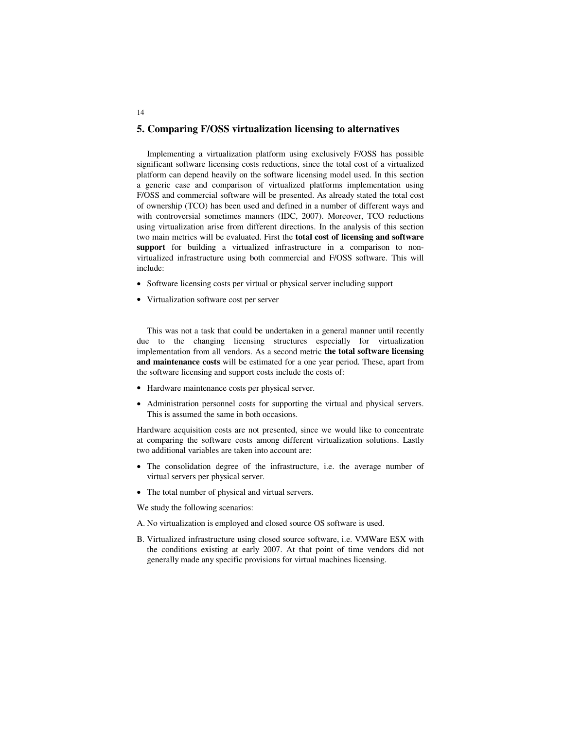## 5. Comparing F/OSS virtualization licensing to alternatives

Implementing a virtualization platform using exclusively F/OSS has possible significant software licensing costs reductions, since the total cost of a virtualized platform can depend heavily on the software licensing model used. In this section a generic case and comparison of virtualized platforms implementation using F/OSS and commercial software will be presented. As already stated the total cost of ownership (TCO) has been used and defined in a number of different ways and with controversial sometimes manners (IDC, 2007). Moreover, TCO reductions using virtualization arise from different directions. In the analysis of this section two main metrics will be evaluated. First the **total cost of licensing and software support** for building a virtualized infrastructure in a comparison to non-virtualized infrastructure using both commercial and F/OSS software. This will include:

- Software licensing costs per virtual or physical server including support
- Virtualization software cost per server

This was not a task that could be undertaken in a general manner until recently due to the changing licensing structures especially for virtualization implementation from all vendors. As a second metric **the total software licensing and maintenance costs** will be estimated for a one year period. These, apart from the software licensing and support costs include the costs of:

- Hardware maintenance costs per physical server.
- Administration personnel costs for supporting the virtual and physical servers. This is assumed the same in both occasions.

Hardware acquisition costs are not presented, since we would like to concentrate at comparing the software costs among different virtualization solutions. Lastly two additional variables are taken into account are:

- The consolidation degree of the infrastructure, i.e. the average number of virtual servers per physical server.
- The total number of physical and virtual servers.

We study the following scenarios:

A. No virtualization is employed and closed source OS software is used.

B. Virtualized infrastructure using closed source software, i.e. VMWare ESX with the conditions existing at early 2007. At that point of time vendors did not generally made any specific provisions for virtual machines licensing.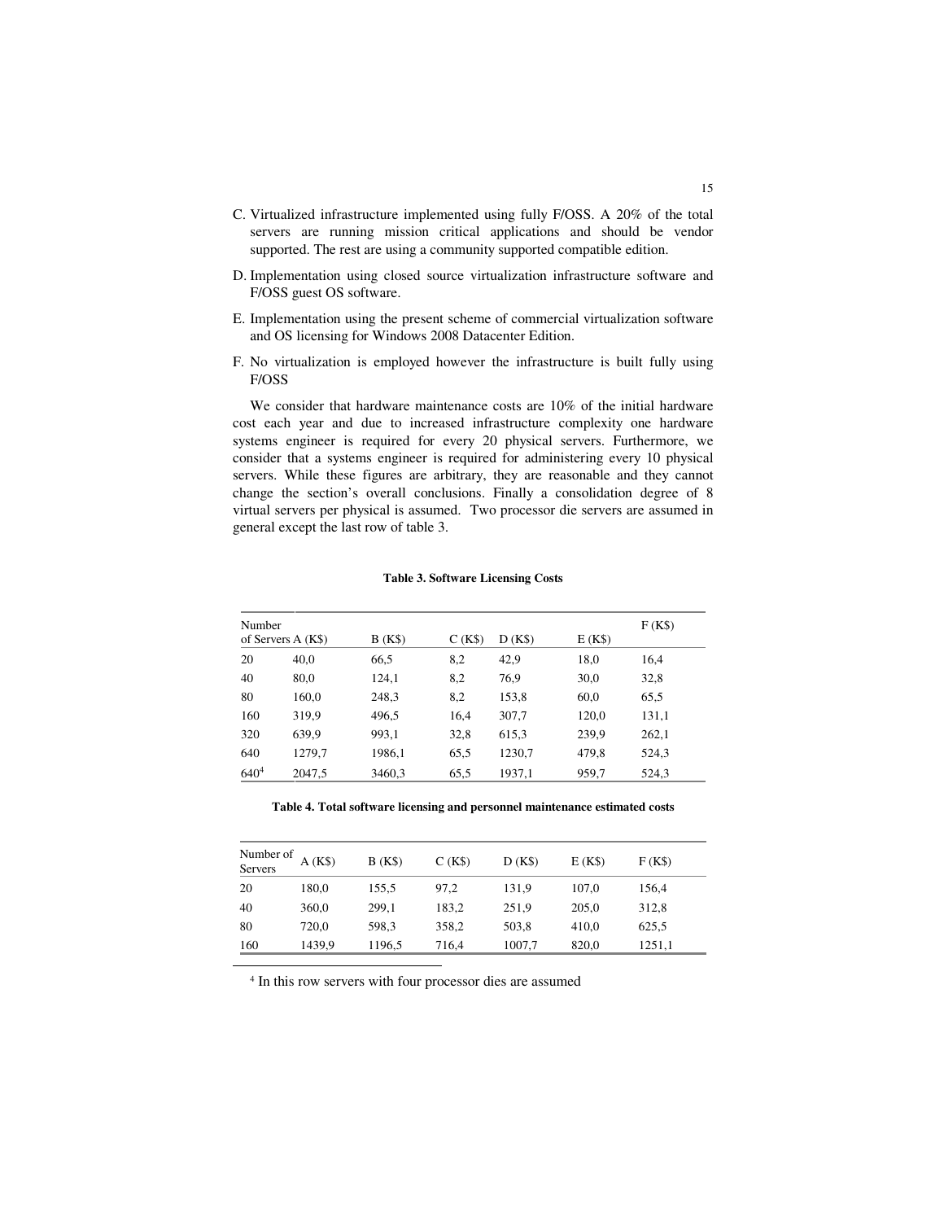C. Virtualized infrastructure implemented using fully F/OSS. A 20% of the total servers are running mission critical applications and should be vendor supported. The rest are using a community supported compatible edition.

D. Implementation using closed source virtualization infrastructure software and F/OSS guest OS software.

E. Implementation using the present scheme of commercial virtualization software and OS licensing for Windows 2008 Datacenter Edition.

F. No virtualization is employed however the infrastructure is built fully using F/OSS

We consider that hardware maintenance costs are 10% of the initial hardware cost each year and due to increased infrastructure complexity one hardware systems engineer is required for every 20 physical servers. Furthermore, we consider that a systems engineer is required for administering every 10 physical servers. While these figures are arbitrary, they are reasonable and they cannot change the section's overall conclusions. Finally a consolidation degree of 8 virtual servers per physical is assumed. Two processor die servers are assumed in general except the last row of table 3.

**Table 3. Software Licensing Costs**

| Number of Servers | A (K$) | B (K$) | C (K$) | D (K$) | E (K$) | F (K$) |
|---|---|---|---|---|---|---|
| 20 | 40,0 | 66,5 | 8,2 | 42,9 | 18,0 | 16,4 |
| 40 | 80,0 | 124,1 | 8,2 | 76,9 | 30,0 | 32,8 |
| 80 | 160,0 | 248,3 | 8,2 | 153,8 | 60,0 | 65,5 |
| 160 | 319,9 | 496,5 | 16,4 | 307,7 | 120,0 | 131,1 |
| 320 | 639,9 | 993,1 | 32,8 | 615,3 | 239,9 | 262,1 |
| 640 | 1279,7 | 1986,1 | 65,5 | 1230,7 | 479,8 | 524,3 |
| 640[4] | 2047,5 | 3460,3 | 65,5 | 1937,1 | 959,7 | 524,3 |

**Table 4. Total software licensing and personnel maintenance estimated costs**

| Number of Servers | A (K$) | B (K$) | C (K$) | D (K$) | E (K$) | F (K$) |
|---|---|---|---|---|---|---|
| 20 | 180,0 | 155,5 | 97,2 | 131,9 | 107,0 | 156,4 |
| 40 | 360,0 | 299,1 | 183,2 | 251,9 | 205,0 | 312,8 |
| 80 | 720,0 | 598,3 | 358,2 | 503,8 | 410,0 | 625,5 |
| 160 | 1439,9 | 1196,5 | 716,4 | 1007,7 | 820,0 | 1251,1 |

[4] In this row servers with four processor dies are assumed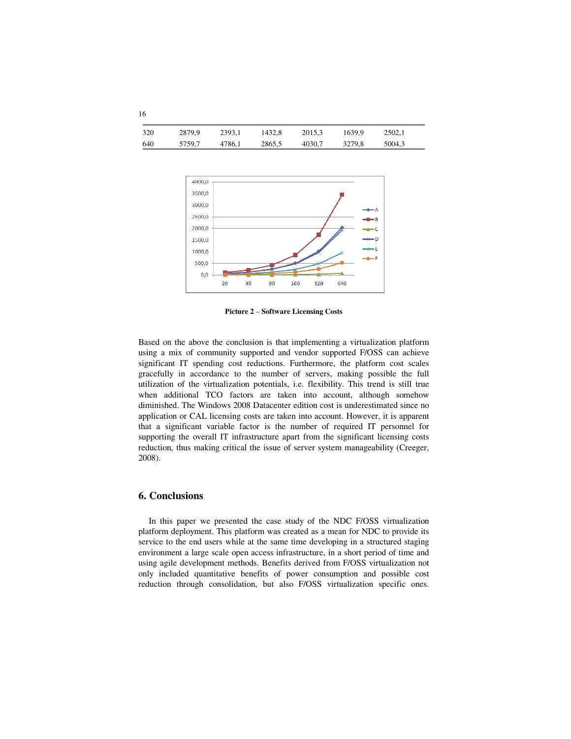| | | | | | | |
|---|---|---|---|---|---|---|
| 320 | 2879,9 | 2393,1 | 1432,8 | 2015,3 | 1639,9 | 2502,1 |
| 640 | 5759,7 | 4786,1 | 2865,5 | 4030,7 | 3279,8 | 5004,3 |

**Picture 2 – Software Licensing Costs**

Based on the above the conclusion is that implementing a virtualization platform using a mix of community supported and vendor supported F/OSS can achieve significant IT spending cost reductions. Furthermore, the platform cost scales gracefully in accordance to the number of servers, making possible the full utilization of the virtualization potentials, i.e. flexibility. This trend is still true when additional TCO factors are taken into account, although somehow diminished. The Windows 2008 Datacenter edition cost is underestimated since no application or CAL licensing costs are taken into account. However, it is apparent that a significant variable factor is the number of required IT personnel for supporting the overall IT infrastructure apart from the significant licensing costs reduction, thus making critical the issue of server system manageability (Creeger, 2008).

## 6. Conclusions

In this paper we presented the case study of the NDC F/OSS virtualization platform deployment. This platform was created as a mean for NDC to provide its service to the end users while at the same time developing in a structured staging environment a large scale open access infrastructure, in a short period of time and using agile development methods. Benefits derived from F/OSS virtualization not only included quantitative benefits of power consumption and possible cost reduction through consolidation, but also F/OSS virtualization specific ones.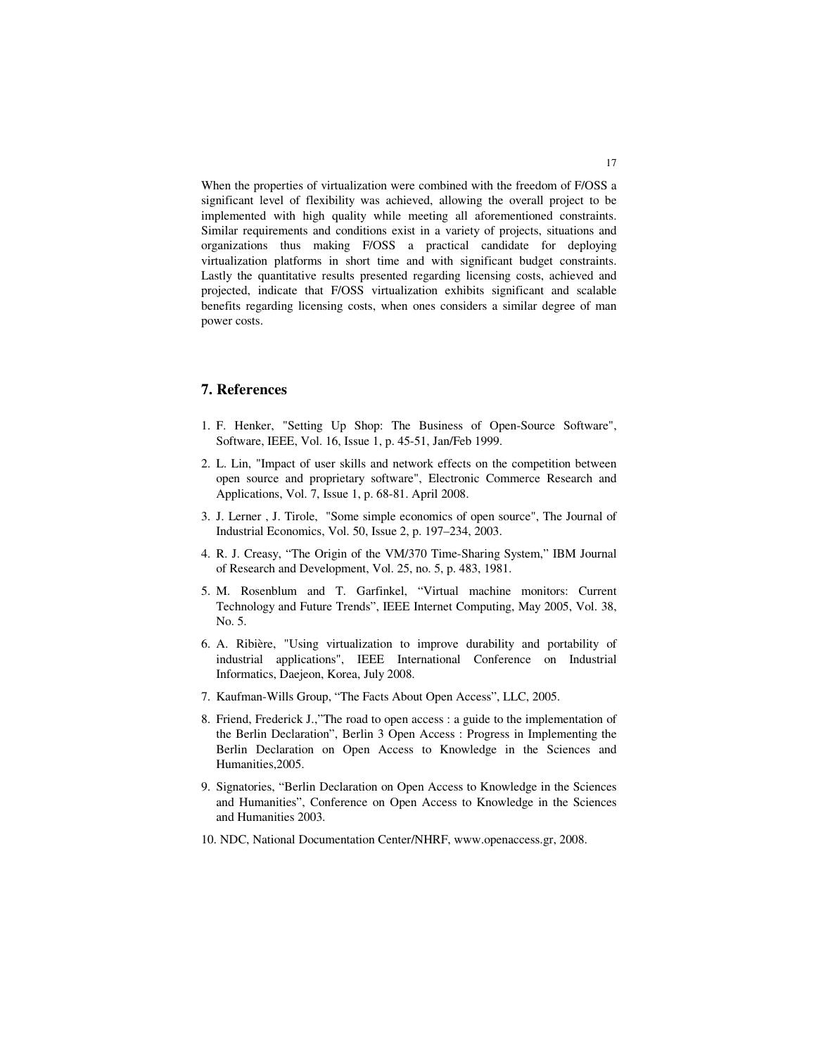When the properties of virtualization were combined with the freedom of F/OSS a significant level of flexibility was achieved, allowing the overall project to be implemented with high quality while meeting all aforementioned constraints. Similar requirements and conditions exist in a variety of projects, situations and organizations thus making F/OSS a practical candidate for deploying virtualization platforms in short time and with significant budget constraints. Lastly the quantitative results presented regarding licensing costs, achieved and projected, indicate that F/OSS virtualization exhibits significant and scalable benefits regarding licensing costs, when ones considers a similar degree of man power costs.

## 7. References

1. F. Henker, "Setting Up Shop: The Business of Open-Source Software", Software, IEEE, Vol. 16, Issue 1, p. 45-51, Jan/Feb 1999.
2. L. Lin, "Impact of user skills and network effects on the competition between open source and proprietary software", Electronic Commerce Research and Applications, Vol. 7, Issue 1, p. 68-81. April 2008.
3. J. Lerner , J. Tirole, "Some simple economics of open source", The Journal of Industrial Economics, Vol. 50, Issue 2, p. 197–234, 2003.
4. R. J. Creasy, "The Origin of the VM/370 Time-Sharing System," IBM Journal of Research and Development, Vol. 25, no. 5, p. 483, 1981.
5. M. Rosenblum and T. Garfinkel, "Virtual machine monitors: Current Technology and Future Trends", IEEE Internet Computing, May 2005, Vol. 38, No. 5.
6. A. Ribière, "Using virtualization to improve durability and portability of industrial applications", IEEE International Conference on Industrial Informatics, Daejeon, Korea, July 2008.
7. Kaufman-Wills Group, "The Facts About Open Access", LLC, 2005.
8. Friend, Frederick J.,"The road to open access : a guide to the implementation of the Berlin Declaration", Berlin 3 Open Access : Progress in Implementing the Berlin Declaration on Open Access to Knowledge in the Sciences and Humanities,2005.
9. Signatories, "Berlin Declaration on Open Access to Knowledge in the Sciences and Humanities", Conference on Open Access to Knowledge in the Sciences and Humanities 2003.
10. NDC, National Documentation Center/NHRF, www.openaccess.gr, 2008.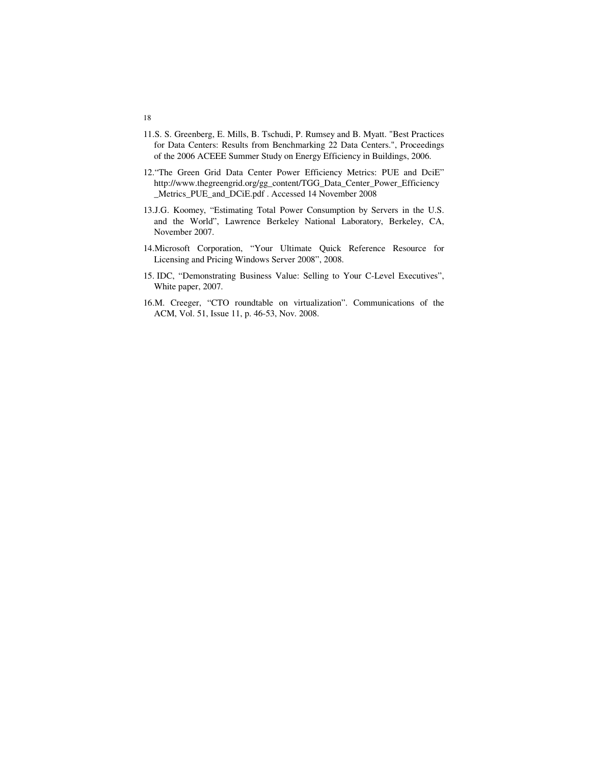11. S. S. Greenberg, E. Mills, B. Tschudi, P. Rumsey and B. Myatt. "Best Practices for Data Centers: Results from Benchmarking 22 Data Centers.", Proceedings of the 2006 ACEEE Summer Study on Energy Efficiency in Buildings, 2006.

12. "The Green Grid Data Center Power Efficiency Metrics: PUE and DciE" http://www.thegreengrid.org/gg_content/TGG_Data_Center_Power_Efficiency_Metrics_PUE_and_DCiE.pdf . Accessed 14 November 2008

13. J.G. Koomey, "Estimating Total Power Consumption by Servers in the U.S. and the World", Lawrence Berkeley National Laboratory, Berkeley, CA, November 2007.

14. Microsoft Corporation, "Your Ultimate Quick Reference Resource for Licensing and Pricing Windows Server 2008", 2008.

15. IDC, "Demonstrating Business Value: Selling to Your C-Level Executives", White paper, 2007.

16. M. Creeger, "CTO roundtable on virtualization". Communications of the ACM, Vol. 51, Issue 11, p. 46-53, Nov. 2008.